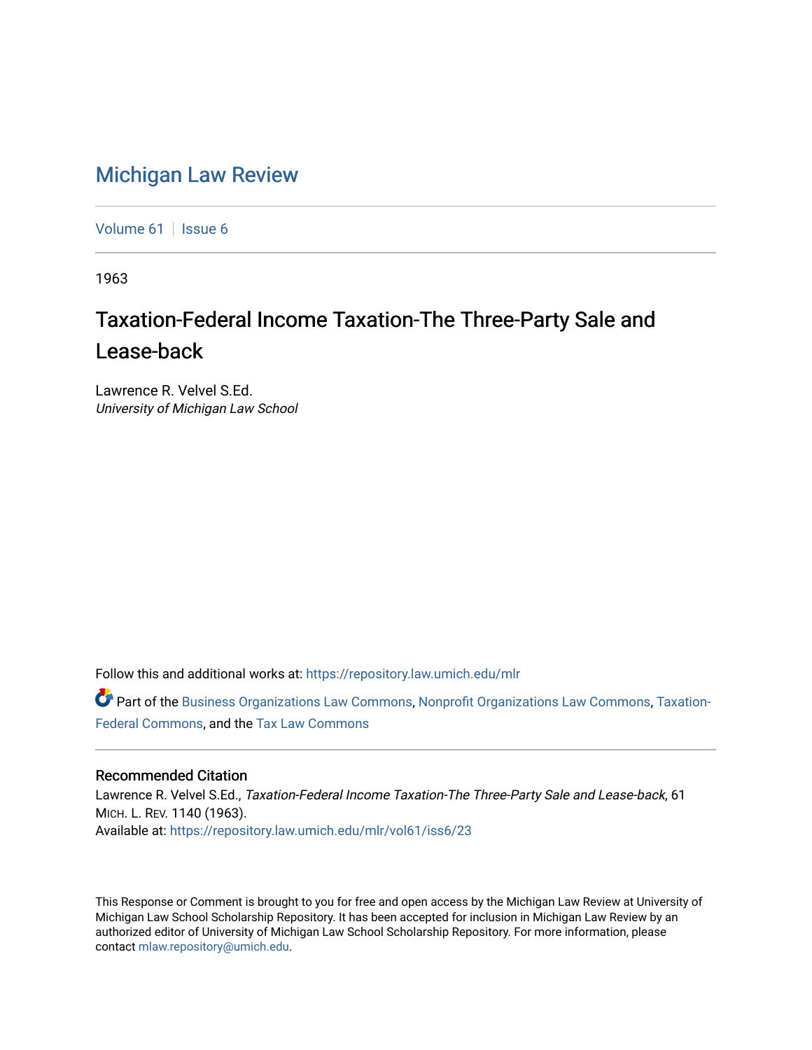# Michigan Law Review

Volume 61 | Issue 6

1963

## Taxation-Federal Income Taxation-The Three-Party Sale and Lease-back

Lawrence R. Velvel S.Ed.
*University of Michigan Law School*

Follow this and additional works at: https://repository.law.umich.edu/mlr

Part of the Business Organizations Law Commons, Nonprofit Organizations Law Commons, Taxation-Federal Commons, and the Tax Law Commons

### Recommended Citation

Lawrence R. Velvel S.Ed., *Taxation-Federal Income Taxation-The Three-Party Sale and Lease-back*, 61 MICH. L. REV. 1140 (1963).
Available at: https://repository.law.umich.edu/mlr/vol61/iss6/23

This Response or Comment is brought to you for free and open access by the Michigan Law Review at University of Michigan Law School Scholarship Repository. It has been accepted for inclusion in Michigan Law Review by an authorized editor of University of Michigan Law School Scholarship Repository. For more information, please contact mlaw.repository@umich.edu.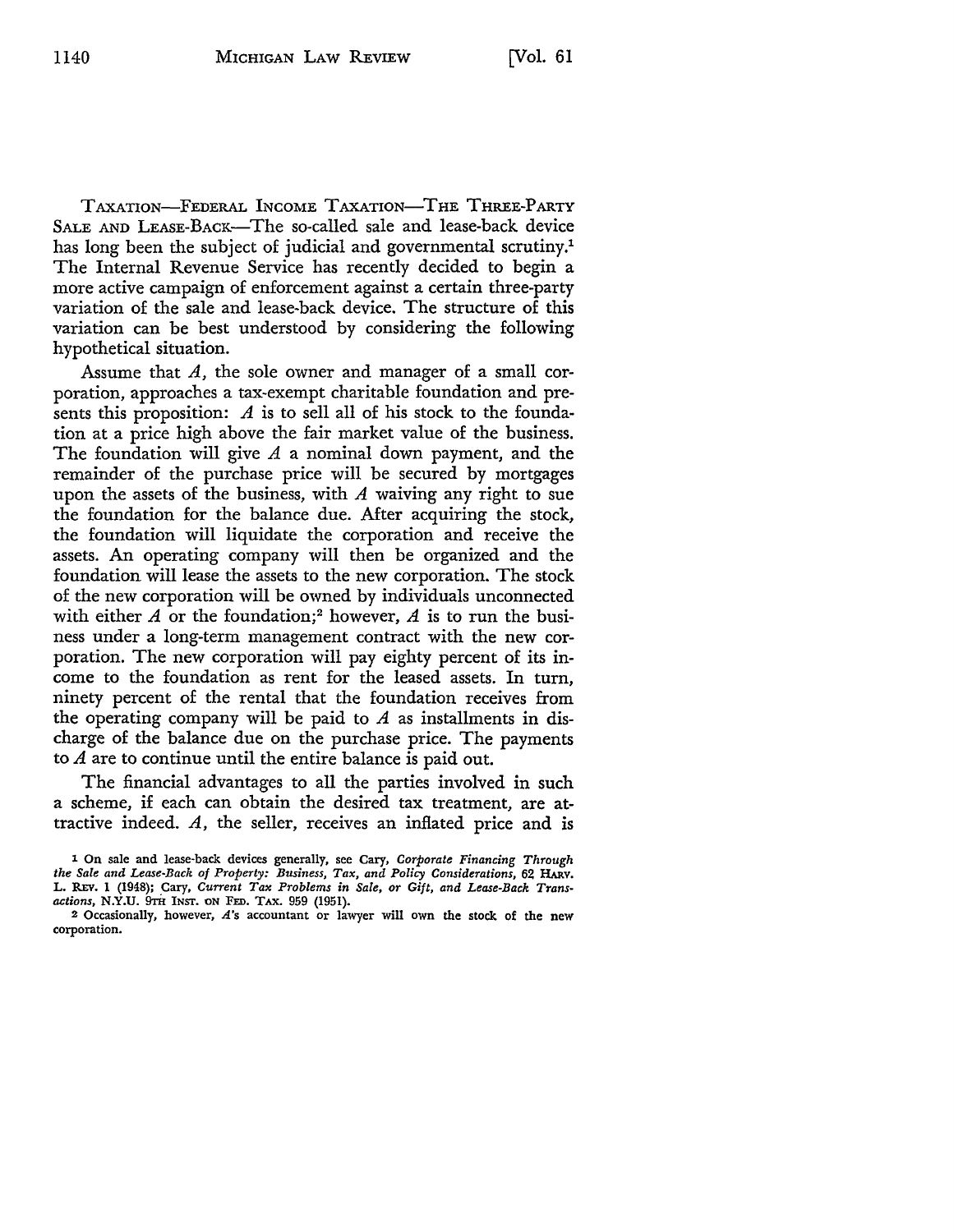TAXATION—FEDERAL INCOME TAXATION—THE THREE-PARTY SALE AND LEASE-BACK—The so-called sale and lease-back device has long been the subject of judicial and governmental scrutiny.[1] The Internal Revenue Service has recently decided to begin a more active campaign of enforcement against a certain three-party variation of the sale and lease-back device. The structure of this variation can be best understood by considering the following hypothetical situation.

Assume that *A*, the sole owner and manager of a small corporation, approaches a tax-exempt charitable foundation and presents this proposition: *A* is to sell all of his stock to the foundation at a price high above the fair market value of the business. The foundation will give *A* a nominal down payment, and the remainder of the purchase price will be secured by mortgages upon the assets of the business, with *A* waiving any right to sue the foundation for the balance due. After acquiring the stock, the foundation will liquidate the corporation and receive the assets. An operating company will then be organized and the foundation will lease the assets to the new corporation. The stock of the new corporation will be owned by individuals unconnected with either *A* or the foundation;[2] however, *A* is to run the business under a long-term management contract with the new corporation. The new corporation will pay eighty percent of its income to the foundation as rent for the leased assets. In turn, ninety percent of the rental that the foundation receives from the operating company will be paid to *A* as installments in discharge of the balance due on the purchase price. The payments to *A* are to continue until the entire balance is paid out.

The financial advantages to all the parties involved in such a scheme, if each can obtain the desired tax treatment, are attractive indeed. *A*, the seller, receives an inflated price and is

---

[1] On sale and lease-back devices generally, see Cary, *Corporate Financing Through the Sale and Lease-Back of Property: Business, Tax, and Policy Considerations*, 62 HARV. L. REV. 1 (1948); Cary, *Current Tax Problems in Sale, or Gift, and Lease-Back Transactions*, N.Y.U. 9TH INST. ON FED. TAX. 959 (1951).

[2] Occasionally, however, *A*'s accountant or lawyer will own the stock of the new corporation.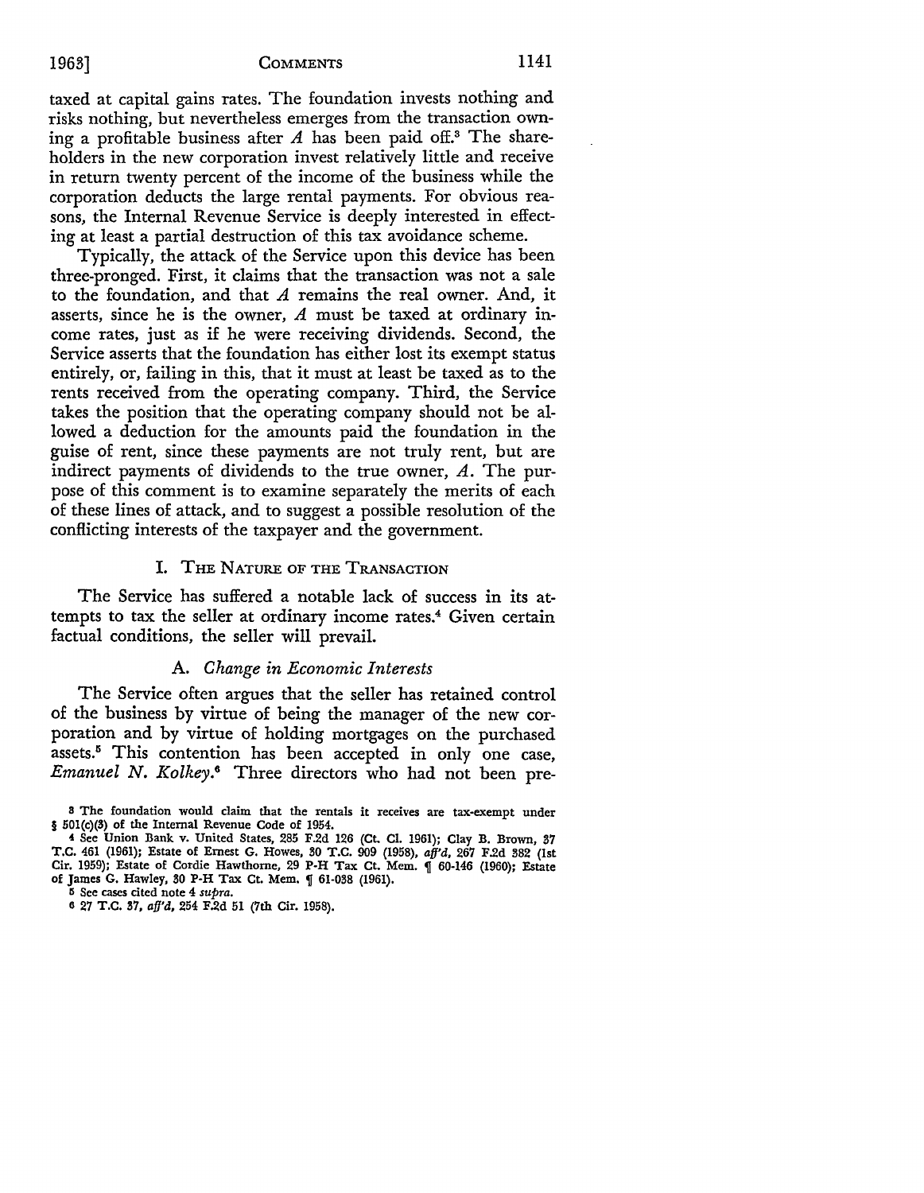taxed at capital gains rates. The foundation invests nothing and risks nothing, but nevertheless emerges from the transaction owning a profitable business after *A* has been paid off.[3] The shareholders in the new corporation invest relatively little and receive in return twenty percent of the income of the business while the corporation deducts the large rental payments. For obvious reasons, the Internal Revenue Service is deeply interested in effecting at least a partial destruction of this tax avoidance scheme.

Typically, the attack of the Service upon this device has been three-pronged. First, it claims that the transaction was not a sale to the foundation, and that *A* remains the real owner. And, it asserts, since he is the owner, *A* must be taxed at ordinary income rates, just as if he were receiving dividends. Second, the Service asserts that the foundation has either lost its exempt status entirely, or, failing in this, that it must at least be taxed as to the rents received from the operating company. Third, the Service takes the position that the operating company should not be allowed a deduction for the amounts paid the foundation in the guise of rent, since these payments are not truly rent, but are indirect payments of dividends to the true owner, *A*. The purpose of this comment is to examine separately the merits of each of these lines of attack, and to suggest a possible resolution of the conflicting interests of the taxpayer and the government.

## I. The Nature of the Transaction

The Service has suffered a notable lack of success in its attempts to tax the seller at ordinary income rates.[4] Given certain factual conditions, the seller will prevail.

### A. *Change in Economic Interests*

The Service often argues that the seller has retained control of the business by virtue of being the manager of the new corporation and by virtue of holding mortgages on the purchased assets.[5] This contention has been accepted in only one case, *Emanuel N. Kolkey*.[6] Three directors who had not been pre-

---

[3] The foundation would claim that the rentals it receives are tax-exempt under § 501(c)(3) of the Internal Revenue Code of 1954.

[4] See Union Bank v. United States, 285 F.2d 126 (Ct. Cl. 1961); Clay B. Brown, 37 T.C. 461 (1961); Estate of Ernest G. Howes, 30 T.C. 909 (1958), *aff'd*, 267 F.2d 382 (1st Cir. 1959); Estate of Cordie Hawthorne, 29 P-H Tax Ct. Mem. ¶ 60-146 (1960); Estate of James G. Hawley, 30 P-H Tax Ct. Mem. ¶ 61-038 (1961).

[5] See cases cited note 4 *supra*.

[6] 27 T.C. 37, *aff'd*, 254 F.2d 51 (7th Cir. 1958).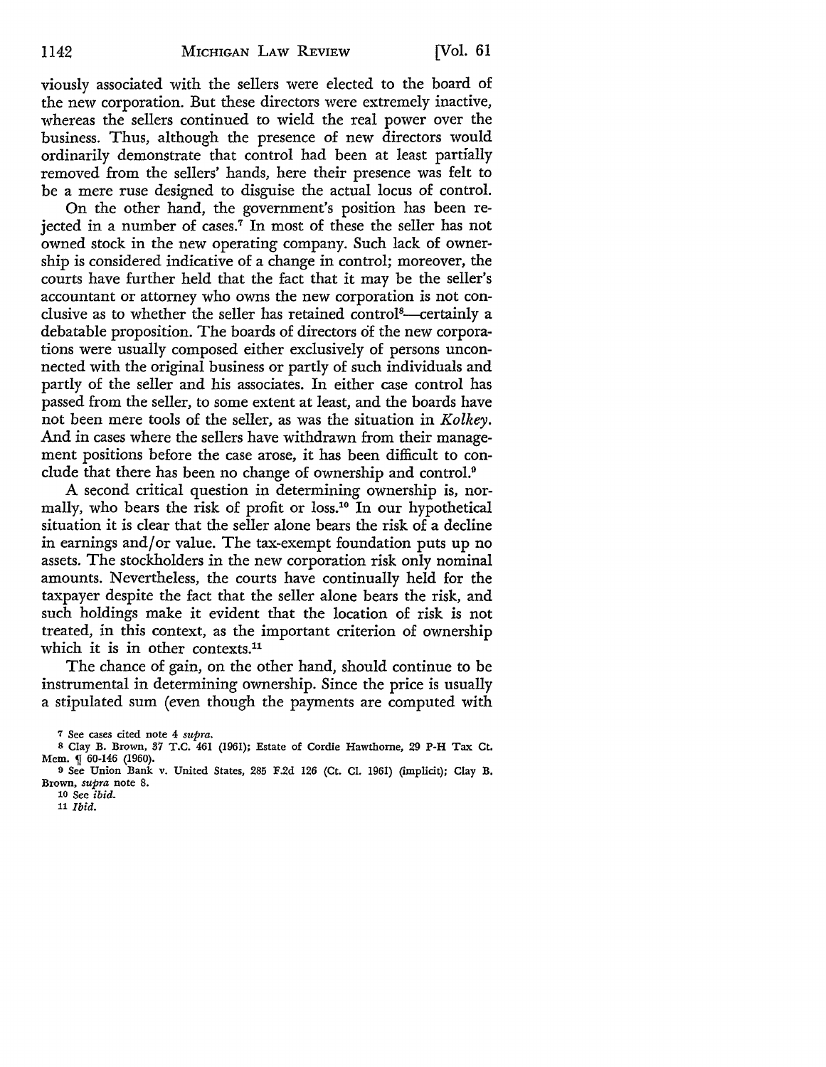viously associated with the sellers were elected to the board of the new corporation. But these directors were extremely inactive, whereas the sellers continued to wield the real power over the business. Thus, although the presence of new directors would ordinarily demonstrate that control had been at least partially removed from the sellers' hands, here their presence was felt to be a mere ruse designed to disguise the actual locus of control.

On the other hand, the government's position has been rejected in a number of cases.[7] In most of these the seller has not owned stock in the new operating company. Such lack of ownership is considered indicative of a change in control; moreover, the courts have further held that the fact that it may be the seller's accountant or attorney who owns the new corporation is not conclusive as to whether the seller has retained control[8]—certainly a debatable proposition. The boards of directors of the new corporations were usually composed either exclusively of persons unconnected with the original business or partly of such individuals and partly of the seller and his associates. In either case control has passed from the seller, to some extent at least, and the boards have not been mere tools of the seller, as was the situation in *Kolkey*. And in cases where the sellers have withdrawn from their management positions before the case arose, it has been difficult to conclude that there has been no change of ownership and control.[9]

A second critical question in determining ownership is, normally, who bears the risk of profit or loss.[10] In our hypothetical situation it is clear that the seller alone bears the risk of a decline in earnings and/or value. The tax-exempt foundation puts up no assets. The stockholders in the new corporation risk only nominal amounts. Nevertheless, the courts have continually held for the taxpayer despite the fact that the seller alone bears the risk, and such holdings make it evident that the location of risk is not treated, in this context, as the important criterion of ownership which it is in other contexts.[11]

The chance of gain, on the other hand, should continue to be instrumental in determining ownership. Since the price is usually a stipulated sum (even though the payments are computed with

---

7 See cases cited note 4 *supra*.

8 Clay B. Brown, 37 T.C. 461 (1961); Estate of Cordie Hawthorne, 29 P-H Tax Ct. Mem. ¶ 60-146 (1960).

9 See Union Bank v. United States, 285 F.2d 126 (Ct. Cl. 1961) (implicit); Clay B. Brown, *supra* note 8.

10 See *ibid*.

11 *Ibid*.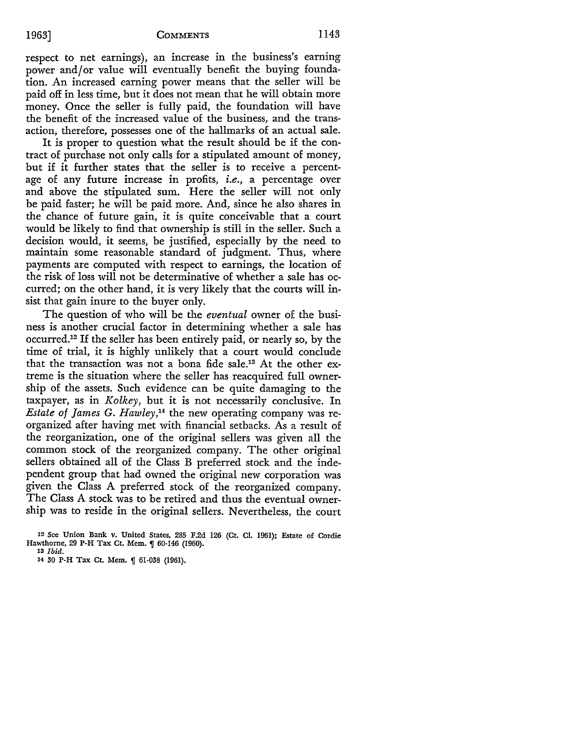respect to net earnings), an increase in the business's earning power and/or value will eventually benefit the buying foundation. An increased earning power means that the seller will be paid off in less time, but it does not mean that he will obtain more money. Once the seller is fully paid, the foundation will have the benefit of the increased value of the business, and the transaction, therefore, possesses one of the hallmarks of an actual sale.

It is proper to question what the result should be if the contract of purchase not only calls for a stipulated amount of money, but if it further states that the seller is to receive a percentage of any future increase in profits, *i.e.*, a percentage over and above the stipulated sum. Here the seller will not only be paid faster; he will be paid more. And, since he also shares in the chance of future gain, it is quite conceivable that a court would be likely to find that ownership is still in the seller. Such a decision would, it seems, be justified, especially by the need to maintain some reasonable standard of judgment. Thus, where payments are computed with respect to earnings, the location of the risk of loss will not be determinative of whether a sale has occurred; on the other hand, it is very likely that the courts will insist that gain inure to the buyer only.

The question of who will be the *eventual* owner of the business is another crucial factor in determining whether a sale has occurred.[12] If the seller has been entirely paid, or nearly so, by the time of trial, it is highly unlikely that a court would conclude that the transaction was not a bona fide sale.[13] At the other extreme is the situation where the seller has reacquired full ownership of the assets. Such evidence can be quite damaging to the taxpayer, as in *Kolkey*, but it is not necessarily conclusive. In *Estate of James G. Hawley*,[14] the new operating company was reorganized after having met with financial setbacks. As a result of the reorganization, one of the original sellers was given all the common stock of the reorganized company. The other original sellers obtained all of the Class B preferred stock and the independent group that had owned the original new corporation was given the Class A preferred stock of the reorganized company. The Class A stock was to be retired and thus the eventual ownership was to reside in the original sellers. Nevertheless, the court

---

[12] See Union Bank v. United States, 285 F.2d 126 (Ct. Cl. 1961); Estate of Cordie Hawthorne, 29 P-H Tax Ct. Mem. ¶ 60-146 (1960).

[13] *Ibid.*

[14] 30 P-H Tax Ct. Mem. ¶ 61-038 (1961).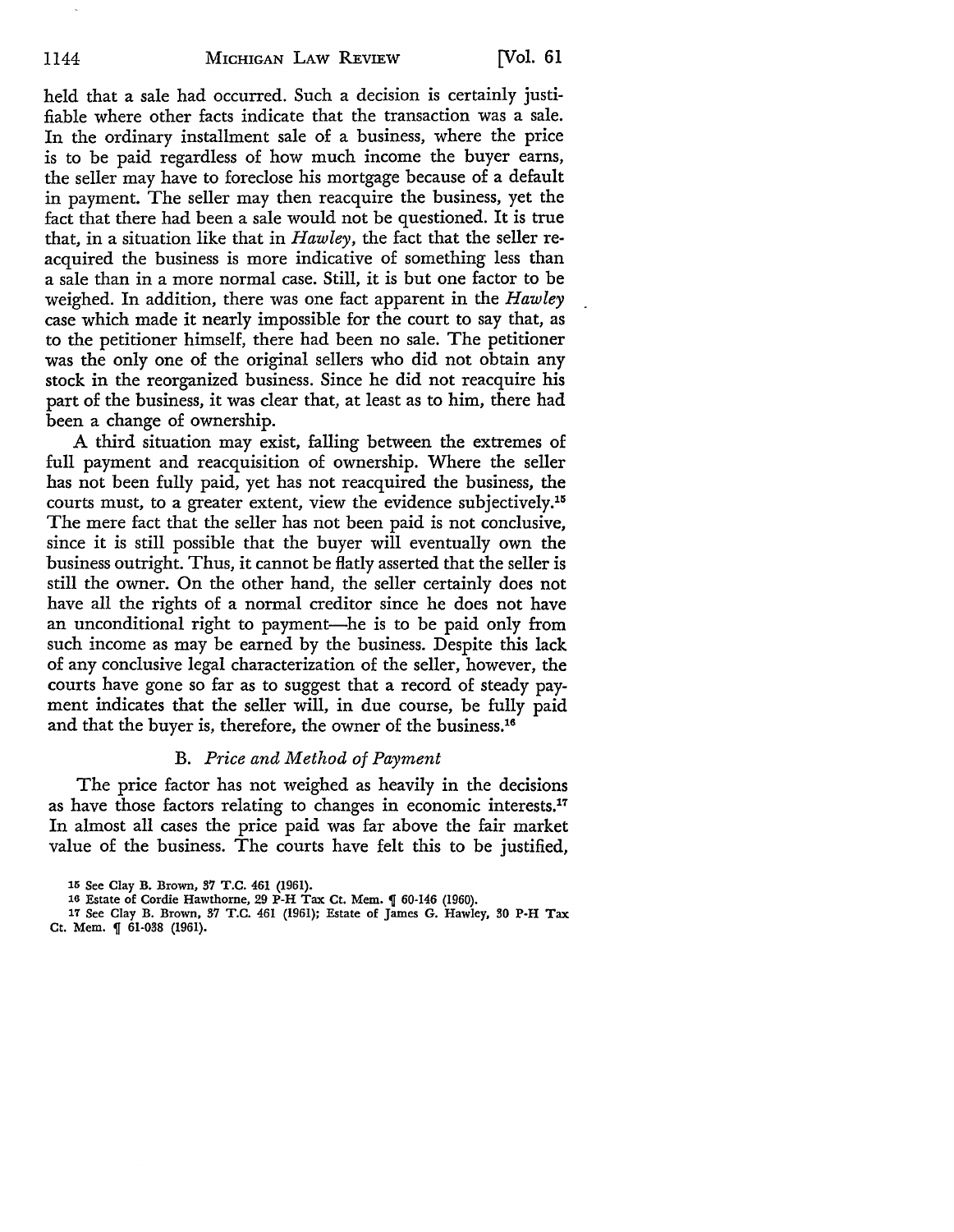held that a sale had occurred. Such a decision is certainly justifiable where other facts indicate that the transaction was a sale. In the ordinary installment sale of a business, where the price is to be paid regardless of how much income the buyer earns, the seller may have to foreclose his mortgage because of a default in payment. The seller may then reacquire the business, yet the fact that there had been a sale would not be questioned. It is true that, in a situation like that in *Hawley*, the fact that the seller reacquired the business is more indicative of something less than a sale than in a more normal case. Still, it is but one factor to be weighed. In addition, there was one fact apparent in the *Hawley* case which made it nearly impossible for the court to say that, as to the petitioner himself, there had been no sale. The petitioner was the only one of the original sellers who did not obtain any stock in the reorganized business. Since he did not reacquire his part of the business, it was clear that, at least as to him, there had been a change of ownership.

A third situation may exist, falling between the extremes of full payment and reacquisition of ownership. Where the seller has not been fully paid, yet has not reacquired the business, the courts must, to a greater extent, view the evidence subjectively.[15] The mere fact that the seller has not been paid is not conclusive, since it is still possible that the buyer will eventually own the business outright. Thus, it cannot be flatly asserted that the seller is still the owner. On the other hand, the seller certainly does not have all the rights of a normal creditor since he does not have an unconditional right to payment—he is to be paid only from such income as may be earned by the business. Despite this lack of any conclusive legal characterization of the seller, however, the courts have gone so far as to suggest that a record of steady payment indicates that the seller will, in due course, be fully paid and that the buyer is, therefore, the owner of the business.[16]

### B. *Price and Method of Payment*

The price factor has not weighed as heavily in the decisions as have those factors relating to changes in economic interests.[17] In almost all cases the price paid was far above the fair market value of the business. The courts have felt this to be justified,

[15] See Clay B. Brown, 37 T.C. 461 (1961).

[16] Estate of Cordie Hawthorne, 29 P-H Tax Ct. Mem. ¶ 60-146 (1960).

[17] See Clay B. Brown, 37 T.C. 461 (1961); Estate of James G. Hawley, 30 P-H Tax Ct. Mem. ¶ 61-038 (1961).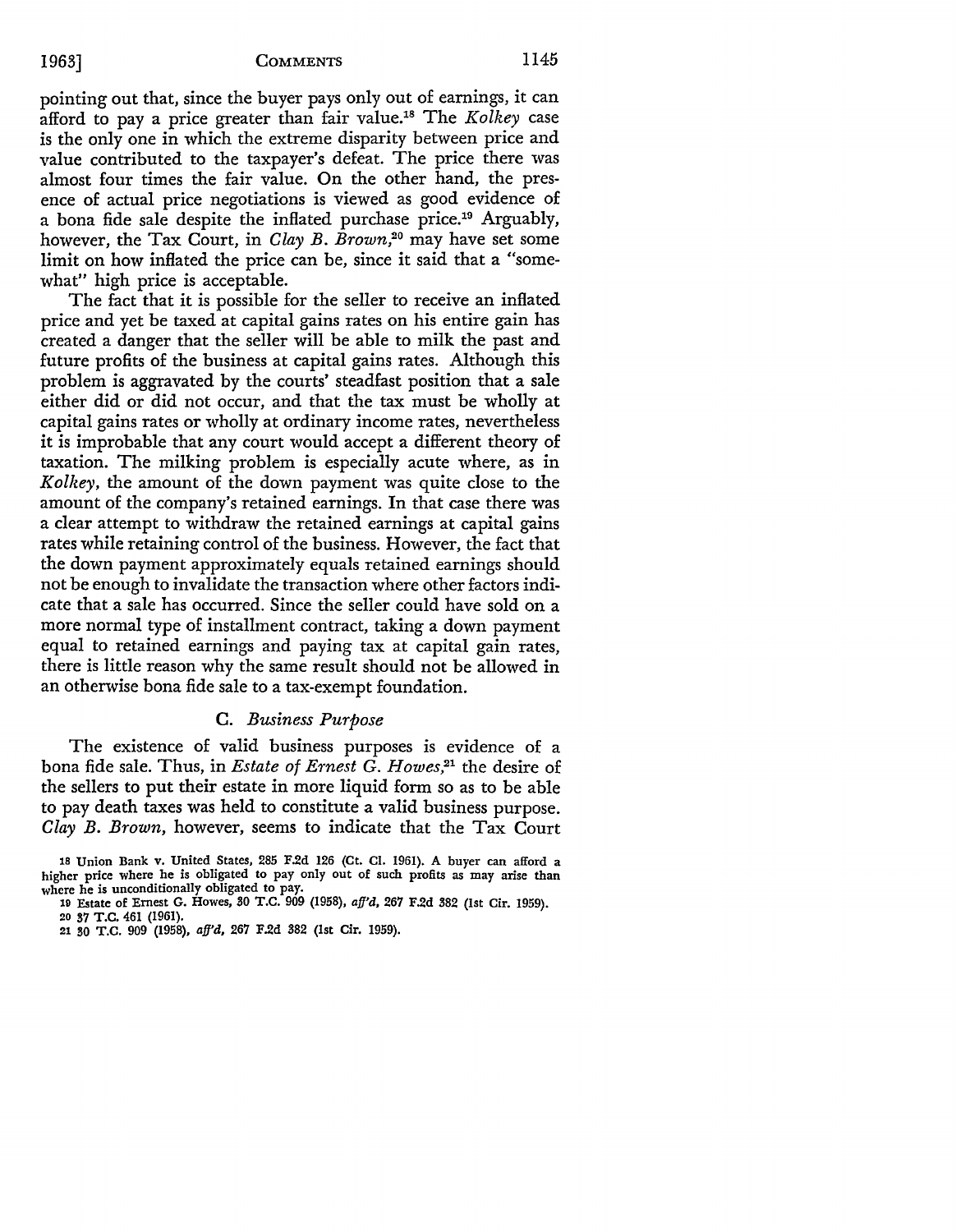pointing out that, since the buyer pays only out of earnings, it can afford to pay a price greater than fair value.[18] The *Kolkey* case is the only one in which the extreme disparity between price and value contributed to the taxpayer's defeat. The price there was almost four times the fair value. On the other hand, the presence of actual price negotiations is viewed as good evidence of a bona fide sale despite the inflated purchase price.[19] Arguably, however, the Tax Court, in *Clay B. Brown*,[20] may have set some limit on how inflated the price can be, since it said that a "somewhat" high price is acceptable.

The fact that it is possible for the seller to receive an inflated price and yet be taxed at capital gains rates on his entire gain has created a danger that the seller will be able to milk the past and future profits of the business at capital gains rates. Although this problem is aggravated by the courts' steadfast position that a sale either did or did not occur, and that the tax must be wholly at capital gains rates or wholly at ordinary income rates, nevertheless it is improbable that any court would accept a different theory of taxation. The milking problem is especially acute where, as in *Kolkey*, the amount of the down payment was quite close to the amount of the company's retained earnings. In that case there was a clear attempt to withdraw the retained earnings at capital gains rates while retaining control of the business. However, the fact that the down payment approximately equals retained earnings should not be enough to invalidate the transaction where other factors indicate that a sale has occurred. Since the seller could have sold on a more normal type of installment contract, taking a down payment equal to retained earnings and paying tax at capital gain rates, there is little reason why the same result should not be allowed in an otherwise bona fide sale to a tax-exempt foundation.

### C. *Business Purpose*

The existence of valid business purposes is evidence of a bona fide sale. Thus, in *Estate of Ernest G. Howes*,[21] the desire of the sellers to put their estate in more liquid form so as to be able to pay death taxes was held to constitute a valid business purpose. *Clay B. Brown*, however, seems to indicate that the Tax Court

---

[18] Union Bank v. United States, 285 F.2d 126 (Ct. Cl. 1961). A buyer can afford a higher price where he is obligated to pay only out of such profits as may arise than where he is unconditionally obligated to pay.

[19] Estate of Ernest G. Howes, 30 T.C. 909 (1958), *aff'd*, 267 F.2d 382 (1st Cir. 1959).

[20] 37 T.C. 461 (1961).

[21] 30 T.C. 909 (1958), *aff'd*, 267 F.2d 382 (1st Cir. 1959).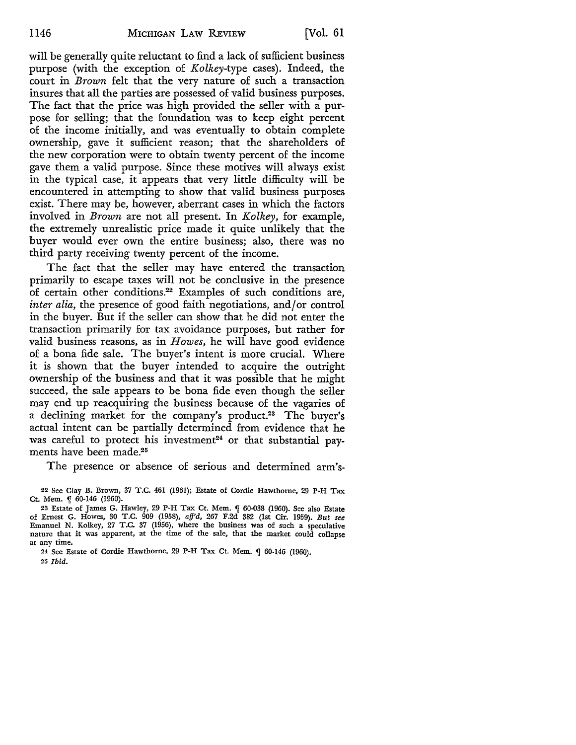will be generally quite reluctant to find a lack of sufficient business purpose (with the exception of *Kolkey*-type cases). Indeed, the court in *Brown* felt that the very nature of such a transaction insures that all the parties are possessed of valid business purposes. The fact that the price was high provided the seller with a purpose for selling; that the foundation was to keep eight percent of the income initially, and was eventually to obtain complete ownership, gave it sufficient reason; that the shareholders of the new corporation were to obtain twenty percent of the income gave them a valid purpose. Since these motives will always exist in the typical case, it appears that very little difficulty will be encountered in attempting to show that valid business purposes exist. There may be, however, aberrant cases in which the factors involved in *Brown* are not all present. In *Kolkey*, for example, the extremely unrealistic price made it quite unlikely that the buyer would ever own the entire business; also, there was no third party receiving twenty percent of the income.

The fact that the seller may have entered the transaction primarily to escape taxes will not be conclusive in the presence of certain other conditions.[22] Examples of such conditions are, *inter alia*, the presence of good faith negotiations, and/or control in the buyer. But if the seller can show that he did not enter the transaction primarily for tax avoidance purposes, but rather for valid business reasons, as in *Howes*, he will have good evidence of a bona fide sale. The buyer's intent is more crucial. Where it is shown that the buyer intended to acquire the outright ownership of the business and that it was possible that he might succeed, the sale appears to be bona fide even though the seller may end up reacquiring the business because of the vagaries of a declining market for the company's product.[23] The buyer's actual intent can be partially determined from evidence that he was careful to protect his investment[24] or that substantial payments have been made.[25]

The presence or absence of serious and determined arm's-

---

[22] See Clay B. Brown, 37 T.C. 461 (1961); Estate of Cordie Hawthorne, 29 P-H Tax Ct. Mem. ¶ 60-146 (1960).

[23] Estate of James G. Hawley, 29 P-H Tax Ct. Mem. ¶ 60-038 (1960). See also Estate of Ernest G. Howes, 30 T.C. 909 (1958), *aff'd*, 267 F.2d 382 (1st Cir. 1959). *But see* Emanuel N. Kolkey, 27 T.C. 37 (1956), where the business was of such a speculative nature that it was apparent, at the time of the sale, that the market could collapse at any time.

[24] See Estate of Cordie Hawthorne, 29 P-H Tax Ct. Mem. ¶ 60-146 (1960).

[25] *Ibid.*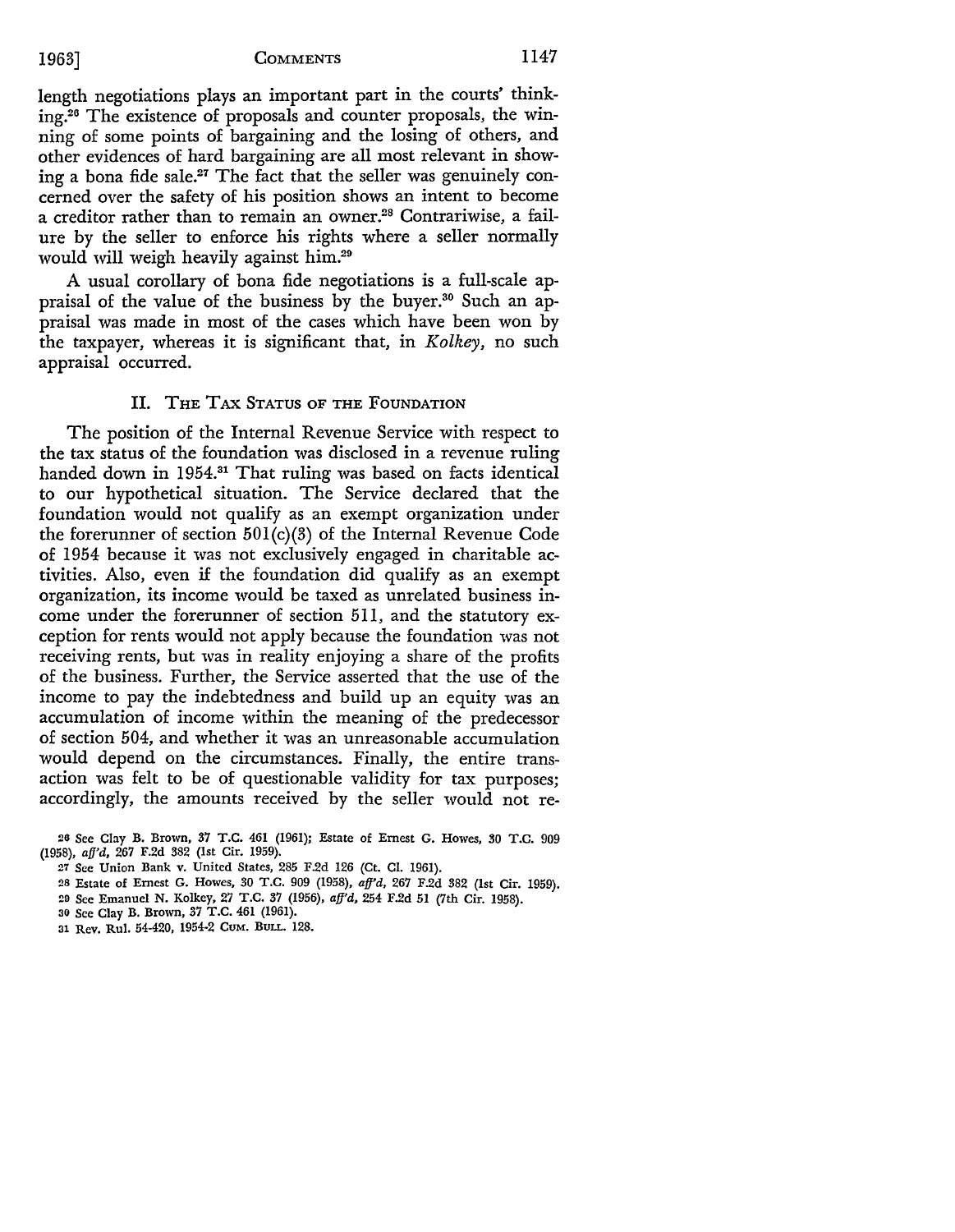length negotiations plays an important part in the courts' thinking.[26] The existence of proposals and counter proposals, the winning of some points of bargaining and the losing of others, and other evidences of hard bargaining are all most relevant in showing a bona fide sale.[27] The fact that the seller was genuinely concerned over the safety of his position shows an intent to become a creditor rather than to remain an owner.[28] Contrariwise, a failure by the seller to enforce his rights where a seller normally would will weigh heavily against him.[29]

A usual corollary of bona fide negotiations is a full-scale appraisal of the value of the business by the buyer.[30] Such an appraisal was made in most of the cases which have been won by the taxpayer, whereas it is significant that, in *Kolkey*, no such appraisal occurred.

## II. The Tax Status of the Foundation

The position of the Internal Revenue Service with respect to the tax status of the foundation was disclosed in a revenue ruling handed down in 1954.[31] That ruling was based on facts identical to our hypothetical situation. The Service declared that the foundation would not qualify as an exempt organization under the forerunner of section 501(c)(3) of the Internal Revenue Code of 1954 because it was not exclusively engaged in charitable activities. Also, even if the foundation did qualify as an exempt organization, its income would be taxed as unrelated business income under the forerunner of section 511, and the statutory exception for rents would not apply because the foundation was not receiving rents, but was in reality enjoying a share of the profits of the business. Further, the Service asserted that the use of the income to pay the indebtedness and build up an equity was an accumulation of income within the meaning of the predecessor of section 504, and whether it was an unreasonable accumulation would depend on the circumstances. Finally, the entire transaction was felt to be of questionable validity for tax purposes; accordingly, the amounts received by the seller would not re-

[26] See Clay B. Brown, 37 T.C. 461 (1961); Estate of Ernest G. Howes, 30 T.C. 909 (1958), *aff'd*, 267 F.2d 382 (1st Cir. 1959).

[27] See Union Bank v. United States, 285 F.2d 126 (Ct. Cl. 1961).

[28] Estate of Ernest G. Howes, 30 T.C. 909 (1958), *aff'd*, 267 F.2d 382 (1st Cir. 1959).

[29] See Emanuel N. Kolkey, 27 T.C. 37 (1956), *aff'd*, 254 F.2d 51 (7th Cir. 1958).

[30] See Clay B. Brown, 37 T.C. 461 (1961).

[31] Rev. Rul. 54-420, 1954-2 Cum. Bull. 128.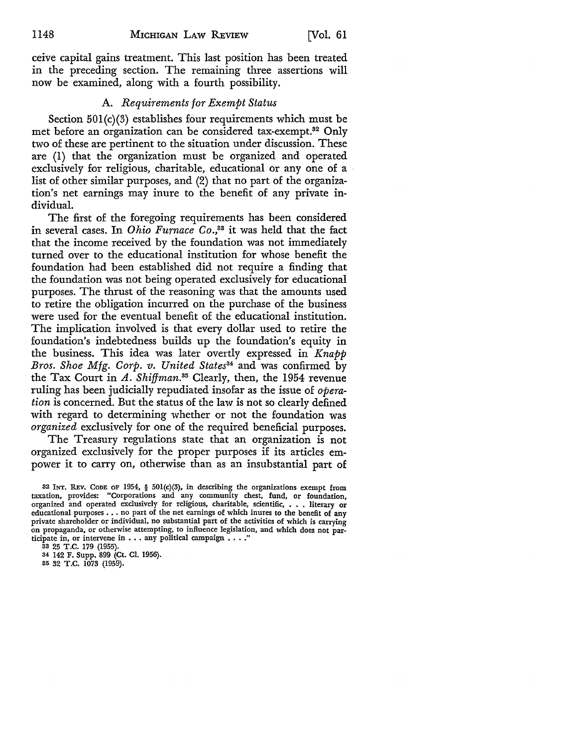ceive capital gains treatment. This last position has been treated in the preceding section. The remaining three assertions will now be examined, along with a fourth possibility.

### A. *Requirements for Exempt Status*

Section 501(c)(3) establishes four requirements which must be met before an organization can be considered tax-exempt.[32] Only two of these are pertinent to the situation under discussion. These are (1) that the organization must be organized and operated exclusively for religious, charitable, educational or any one of a list of other similar purposes, and (2) that no part of the organization's net earnings may inure to the benefit of any private individual.

The first of the foregoing requirements has been considered in several cases. In *Ohio Furnace Co.*,[33] it was held that the fact that the income received by the foundation was not immediately turned over to the educational institution for whose benefit the foundation had been established did not require a finding that the foundation was not being operated exclusively for educational purposes. The thrust of the reasoning was that the amounts used to retire the obligation incurred on the purchase of the business were used for the eventual benefit of the educational institution. The implication involved is that every dollar used to retire the foundation's indebtedness builds up the foundation's equity in the business. This idea was later overtly expressed in *Knapp Bros. Shoe Mfg. Corp. v. United States*[34] and was confirmed by the Tax Court in *A. Shiffman*.[35] Clearly, then, the 1954 revenue ruling has been judicially repudiated insofar as the issue of *operation* is concerned. But the status of the law is not so clearly defined with regard to determining whether or not the foundation was *organized* exclusively for one of the required beneficial purposes.

The Treasury regulations state that an organization is not organized exclusively for the proper purposes if its articles empower it to carry on, otherwise than as an insubstantial part of

---

[32] INT. REV. CODE OF 1954, § 501(c)(3), in describing the organizations exempt from taxation, provides: "Corporations and any community chest, fund, or foundation, organized and operated exclusively for religious, charitable, scientific, . . . literary or educational purposes . . . no part of the net earnings of which inures to the benefit of any private shareholder or individual, no substantial part of the activities of which is carrying on propaganda, or otherwise attempting, to influence legislation, and which does not participate in, or intervene in . . . any political campaign . . . ."

[33] 25 T.C. 179 (1955).

[34] 142 F. Supp. 899 (Ct. Cl. 1956).

[35] 32 T.C. 1073 (1959).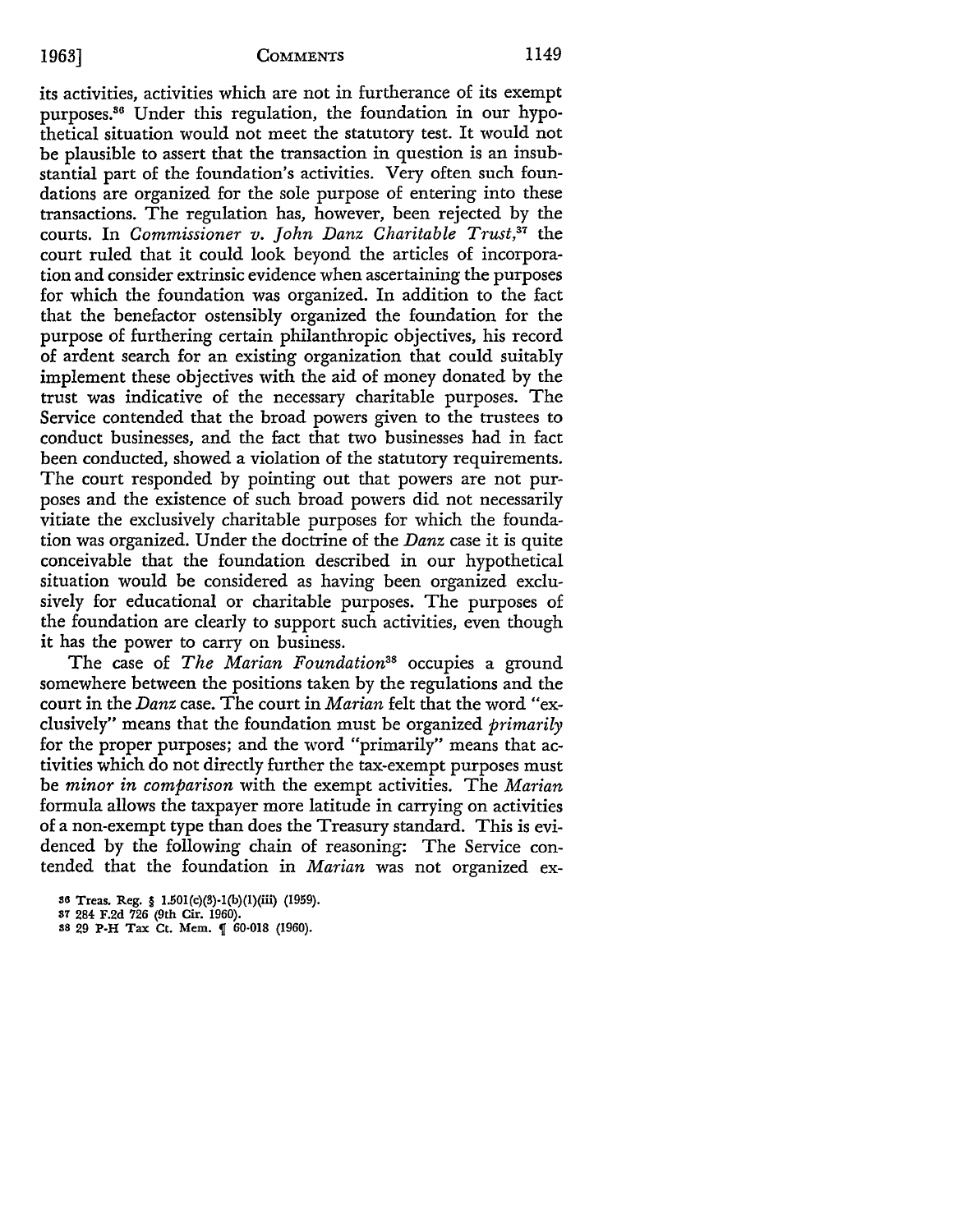its activities, activities which are not in furtherance of its exempt purposes.[36] Under this regulation, the foundation in our hypothetical situation would not meet the statutory test. It would not be plausible to assert that the transaction in question is an insubstantial part of the foundation's activities. Very often such foundations are organized for the sole purpose of entering into these transactions. The regulation has, however, been rejected by the courts. In *Commissioner v. John Danz Charitable Trust*,[37] the court ruled that it could look beyond the articles of incorporation and consider extrinsic evidence when ascertaining the purposes for which the foundation was organized. In addition to the fact that the benefactor ostensibly organized the foundation for the purpose of furthering certain philanthropic objectives, his record of ardent search for an existing organization that could suitably implement these objectives with the aid of money donated by the trust was indicative of the necessary charitable purposes. The Service contended that the broad powers given to the trustees to conduct businesses, and the fact that two businesses had in fact been conducted, showed a violation of the statutory requirements. The court responded by pointing out that powers are not purposes and the existence of such broad powers did not necessarily vitiate the exclusively charitable purposes for which the foundation was organized. Under the doctrine of the *Danz* case it is quite conceivable that the foundation described in our hypothetical situation would be considered as having been organized exclusively for educational or charitable purposes. The purposes of the foundation are clearly to support such activities, even though it has the power to carry on business.

The case of *The Marian Foundation*[38] occupies a ground somewhere between the positions taken by the regulations and the court in the *Danz* case. The court in *Marian* felt that the word "exclusively" means that the foundation must be organized *primarily* for the proper purposes; and the word "primarily" means that activities which do not directly further the tax-exempt purposes must be *minor in comparison* with the exempt activities. The *Marian* formula allows the taxpayer more latitude in carrying on activities of a non-exempt type than does the Treasury standard. This is evidenced by the following chain of reasoning: The Service contended that the foundation in *Marian* was not organized ex-

[36] Treas. Reg. § 1.501(c)(3)-1(b)(1)(iii) (1959).
[37] 284 F.2d 726 (9th Cir. 1960).
[38] 29 P-H Tax Ct. Mem. ¶ 60-018 (1960).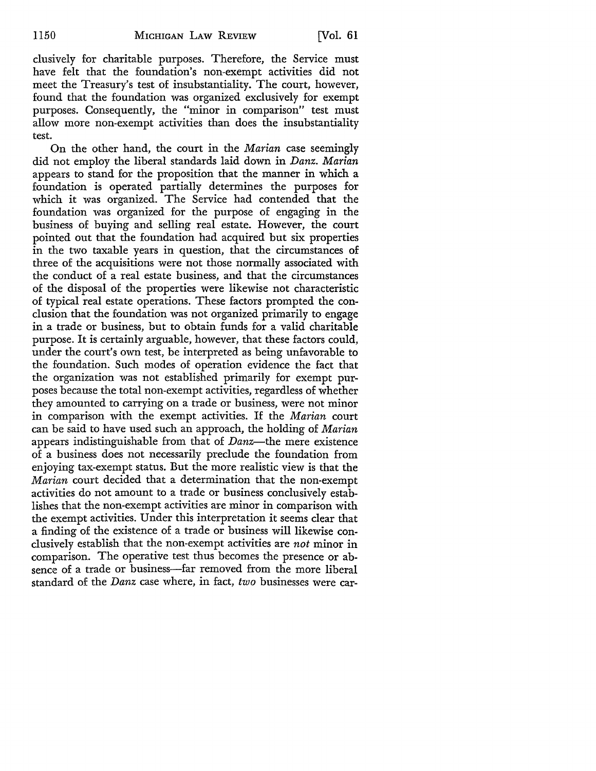clusively for charitable purposes. Therefore, the Service must have felt that the foundation's non-exempt activities did not meet the Treasury's test of insubstantiality. The court, however, found that the foundation was organized exclusively for exempt purposes. Consequently, the "minor in comparison" test must allow more non-exempt activities than does the insubstantiality test.

On the other hand, the court in the *Marian* case seemingly did not employ the liberal standards laid down in *Danz. Marian* appears to stand for the proposition that the manner in which a foundation is operated partially determines the purposes for which it was organized. The Service had contended that the foundation was organized for the purpose of engaging in the business of buying and selling real estate. However, the court pointed out that the foundation had acquired but six properties in the two taxable years in question, that the circumstances of three of the acquisitions were not those normally associated with the conduct of a real estate business, and that the circumstances of the disposal of the properties were likewise not characteristic of typical real estate operations. These factors prompted the conclusion that the foundation was not organized primarily to engage in a trade or business, but to obtain funds for a valid charitable purpose. It is certainly arguable, however, that these factors could, under the court's own test, be interpreted as being unfavorable to the foundation. Such modes of operation evidence the fact that the organization was not established primarily for exempt purposes because the total non-exempt activities, regardless of whether they amounted to carrying on a trade or business, were not minor in comparison with the exempt activities. If the *Marian* court can be said to have used such an approach, the holding of *Marian* appears indistinguishable from that of *Danz*—the mere existence of a business does not necessarily preclude the foundation from enjoying tax-exempt status. But the more realistic view is that the *Marian* court decided that a determination that the non-exempt activities do not amount to a trade or business conclusively establishes that the non-exempt activities are minor in comparison with the exempt activities. Under this interpretation it seems clear that a finding of the existence of a trade or business will likewise conclusively establish that the non-exempt activities are *not* minor in comparison. The operative test thus becomes the presence or absence of a trade or business—far removed from the more liberal standard of the *Danz* case where, in fact, *two* businesses were car-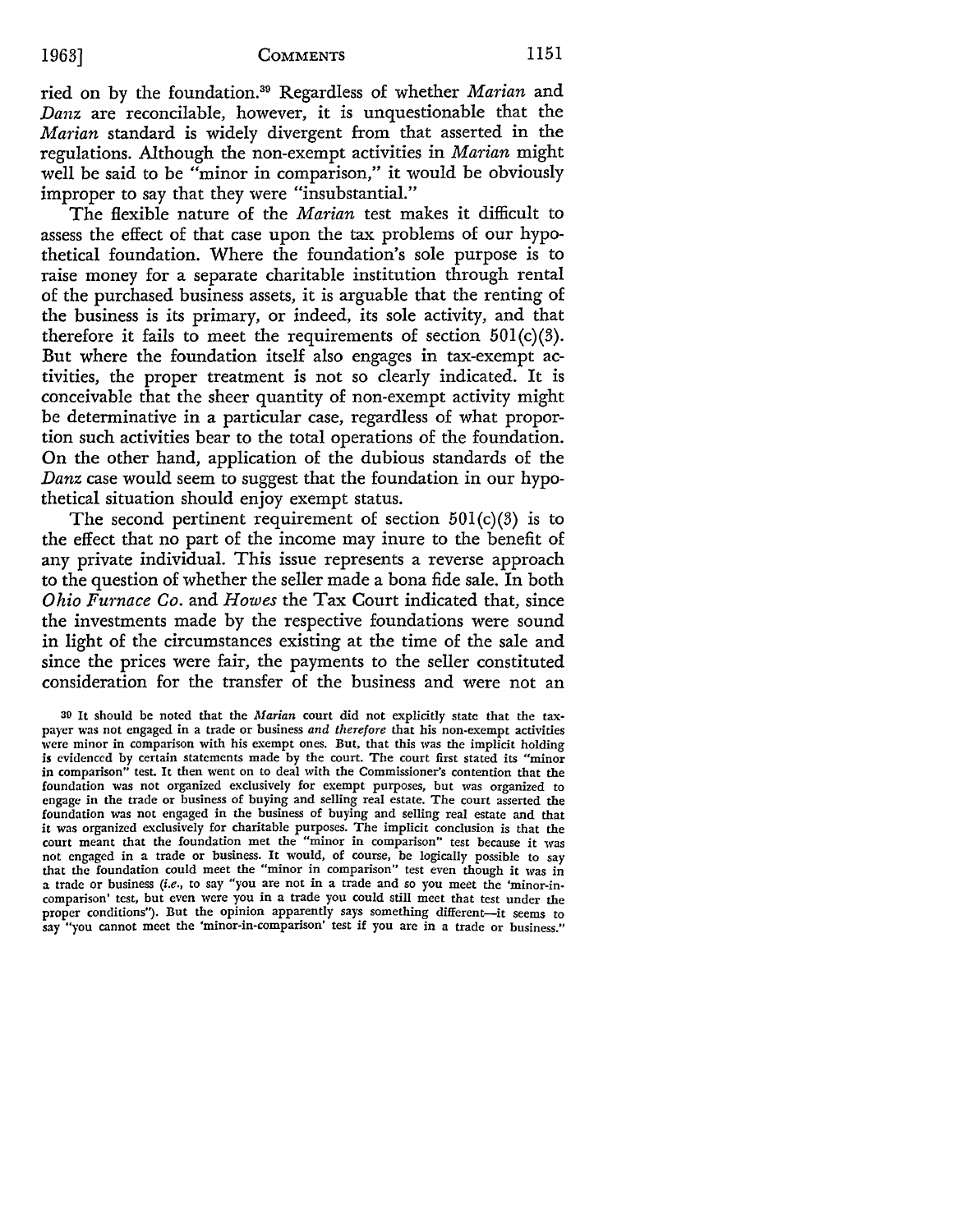ried on by the foundation.[39] Regardless of whether *Marian* and *Danz* are reconcilable, however, it is unquestionable that the *Marian* standard is widely divergent from that asserted in the regulations. Although the non-exempt activities in *Marian* might well be said to be "minor in comparison," it would be obviously improper to say that they were "insubstantial."

The flexible nature of the *Marian* test makes it difficult to assess the effect of that case upon the tax problems of our hypothetical foundation. Where the foundation's sole purpose is to raise money for a separate charitable institution through rental of the purchased business assets, it is arguable that the renting of the business is its primary, or indeed, its sole activity, and that therefore it fails to meet the requirements of section 501(c)(3). But where the foundation itself also engages in tax-exempt activities, the proper treatment is not so clearly indicated. It is conceivable that the sheer quantity of non-exempt activity might be determinative in a particular case, regardless of what proportion such activities bear to the total operations of the foundation. On the other hand, application of the dubious standards of the *Danz* case would seem to suggest that the foundation in our hypothetical situation should enjoy exempt status.

The second pertinent requirement of section 501(c)(3) is to the effect that no part of the income may inure to the benefit of any private individual. This issue represents a reverse approach to the question of whether the seller made a bona fide sale. In both *Ohio Furnace Co.* and *Howes* the Tax Court indicated that, since the investments made by the respective foundations were sound in light of the circumstances existing at the time of the sale and since the prices were fair, the payments to the seller constituted consideration for the transfer of the business and were not an

[39] It should be noted that the *Marian* court did not explicitly state that the taxpayer was not engaged in a trade or business *and therefore* that his non-exempt activities were minor in comparison with his exempt ones. But, that this was the implicit holding is evidenced by certain statements made by the court. The court first stated its "minor in comparison" test. It then went on to deal with the Commissioner's contention that the foundation was not organized exclusively for exempt purposes, but was organized to engage in the trade or business of buying and selling real estate. The court asserted the foundation was not engaged in the business of buying and selling real estate and that it was organized exclusively for charitable purposes. The implicit conclusion is that the court meant that the foundation met the "minor in comparison" test because it was not engaged in a trade or business. It would, of course, be logically possible to say that the foundation could meet the "minor in comparison" test even though it was in a trade or business (*i.e.*, to say "you are not in a trade and so you meet the 'minor-in-comparison' test, but even were you in a trade you could still meet that test under the proper conditions"). But the opinion apparently says something different—it seems to say "you cannot meet the 'minor-in-comparison' test if you are in a trade or business."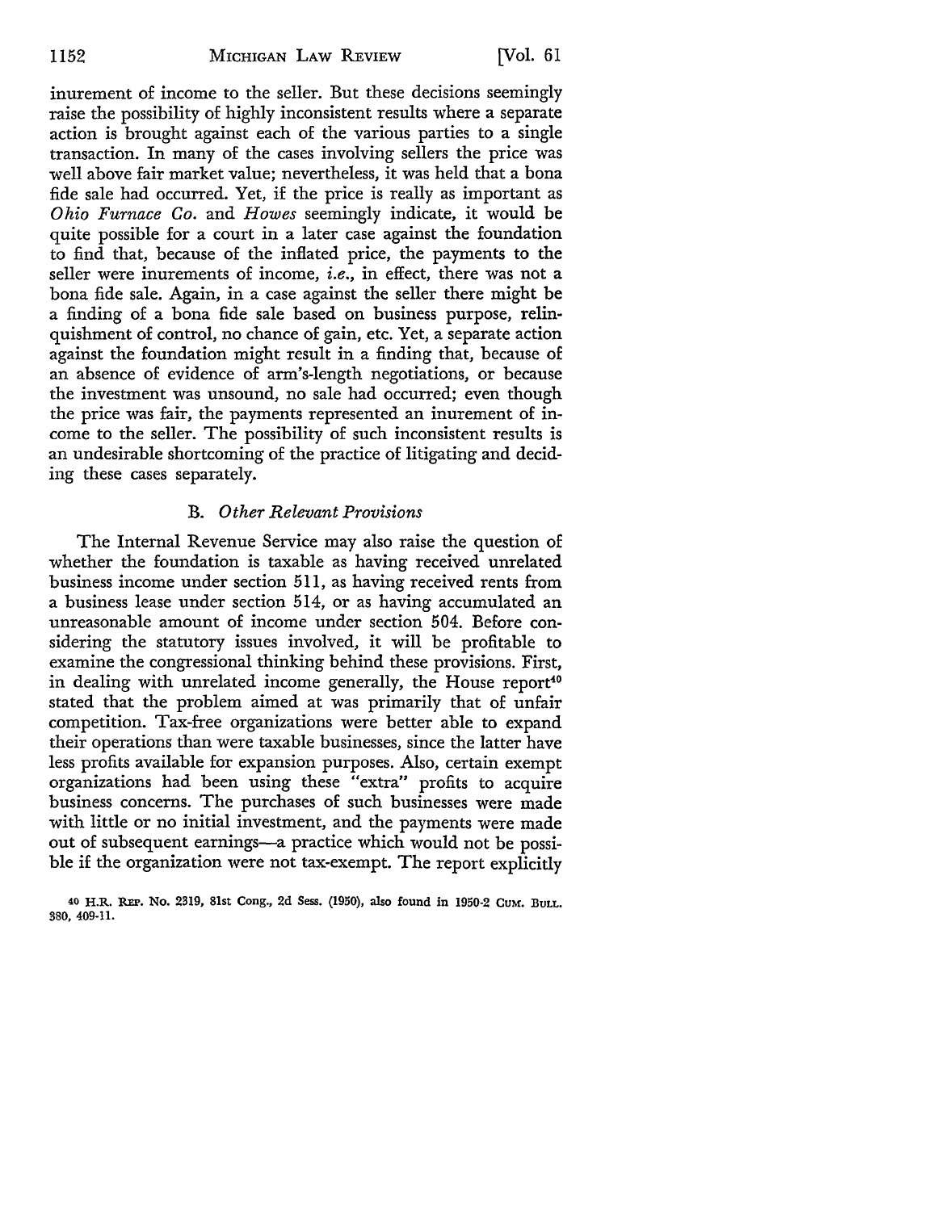inurement of income to the seller. But these decisions seemingly raise the possibility of highly inconsistent results where a separate action is brought against each of the various parties to a single transaction. In many of the cases involving sellers the price was well above fair market value; nevertheless, it was held that a bona fide sale had occurred. Yet, if the price is really as important as *Ohio Furnace Co.* and *Howes* seemingly indicate, it would be quite possible for a court in a later case against the foundation to find that, because of the inflated price, the payments to the seller were inurements of income, *i.e.*, in effect, there was not a bona fide sale. Again, in a case against the seller there might be a finding of a bona fide sale based on business purpose, relinquishment of control, no chance of gain, etc. Yet, a separate action against the foundation might result in a finding that, because of an absence of evidence of arm's-length negotiations, or because the investment was unsound, no sale had occurred; even though the price was fair, the payments represented an inurement of income to the seller. The possibility of such inconsistent results is an undesirable shortcoming of the practice of litigating and deciding these cases separately.

### B. *Other Relevant Provisions*

The Internal Revenue Service may also raise the question of whether the foundation is taxable as having received unrelated business income under section 511, as having received rents from a business lease under section 514, or as having accumulated an unreasonable amount of income under section 504. Before considering the statutory issues involved, it will be profitable to examine the congressional thinking behind these provisions. First, in dealing with unrelated income generally, the House report[40] stated that the problem aimed at was primarily that of unfair competition. Tax-free organizations were better able to expand their operations than were taxable businesses, since the latter have less profits available for expansion purposes. Also, certain exempt organizations had been using these "extra" profits to acquire business concerns. The purchases of such businesses were made with little or no initial investment, and the payments were made out of subsequent earnings—a practice which would not be possible if the organization were not tax-exempt. The report explicitly

[40] H.R. REP. No. 2319, 81st Cong., 2d Sess. (1950), also found in 1950-2 CUM. BULL. 380, 409-11.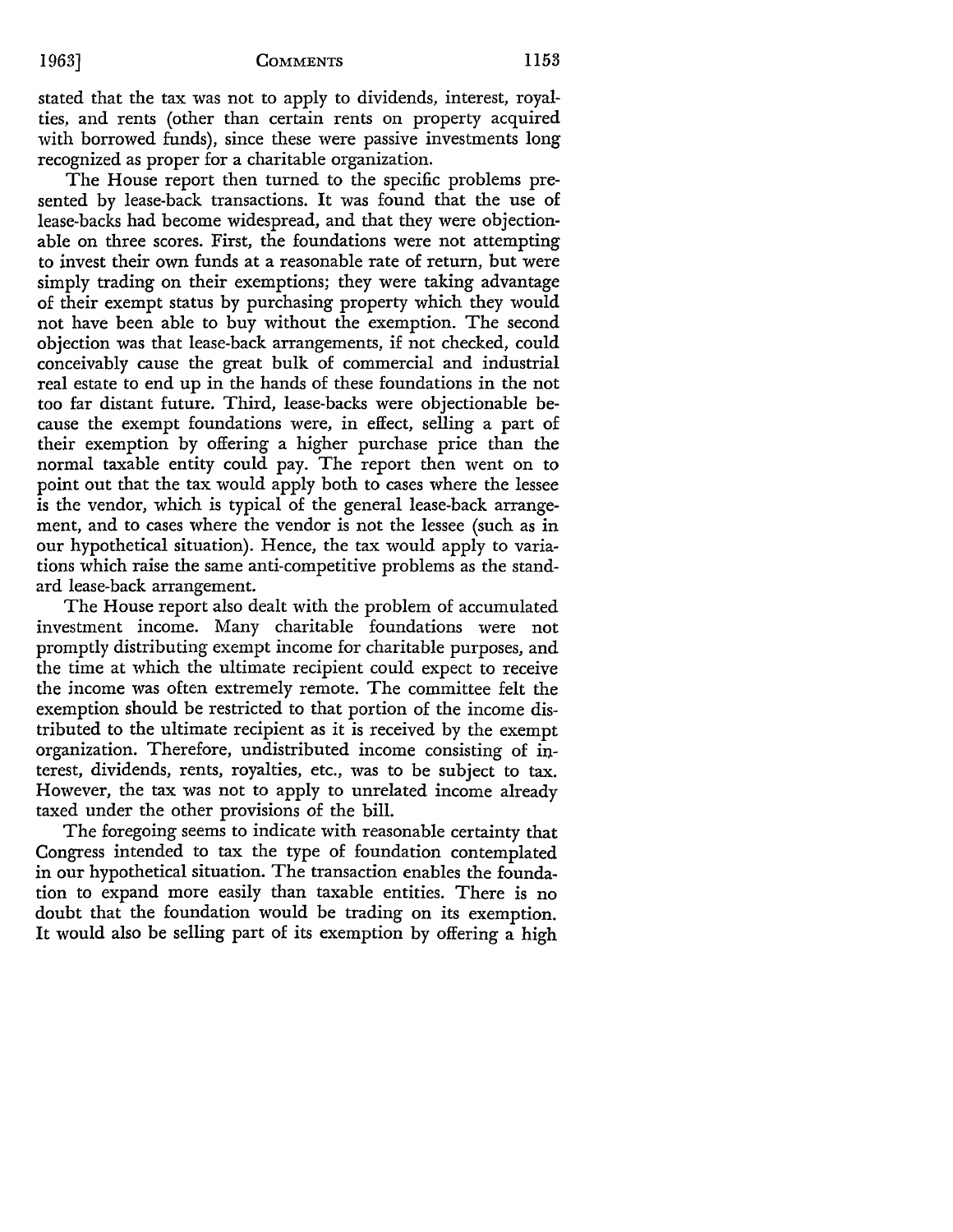stated that the tax was not to apply to dividends, interest, royalties, and rents (other than certain rents on property acquired with borrowed funds), since these were passive investments long recognized as proper for a charitable organization.

The House report then turned to the specific problems presented by lease-back transactions. It was found that the use of lease-backs had become widespread, and that they were objectionable on three scores. First, the foundations were not attempting to invest their own funds at a reasonable rate of return, but were simply trading on their exemptions; they were taking advantage of their exempt status by purchasing property which they would not have been able to buy without the exemption. The second objection was that lease-back arrangements, if not checked, could conceivably cause the great bulk of commercial and industrial real estate to end up in the hands of these foundations in the not too far distant future. Third, lease-backs were objectionable because the exempt foundations were, in effect, selling a part of their exemption by offering a higher purchase price than the normal taxable entity could pay. The report then went on to point out that the tax would apply both to cases where the lessee is the vendor, which is typical of the general lease-back arrangement, and to cases where the vendor is not the lessee (such as in our hypothetical situation). Hence, the tax would apply to variations which raise the same anti-competitive problems as the standard lease-back arrangement.

The House report also dealt with the problem of accumulated investment income. Many charitable foundations were not promptly distributing exempt income for charitable purposes, and the time at which the ultimate recipient could expect to receive the income was often extremely remote. The committee felt the exemption should be restricted to that portion of the income distributed to the ultimate recipient as it is received by the exempt organization. Therefore, undistributed income consisting of interest, dividends, rents, royalties, etc., was to be subject to tax. However, the tax was not to apply to unrelated income already taxed under the other provisions of the bill.

The foregoing seems to indicate with reasonable certainty that Congress intended to tax the type of foundation contemplated in our hypothetical situation. The transaction enables the foundation to expand more easily than taxable entities. There is no doubt that the foundation would be trading on its exemption. It would also be selling part of its exemption by offering a high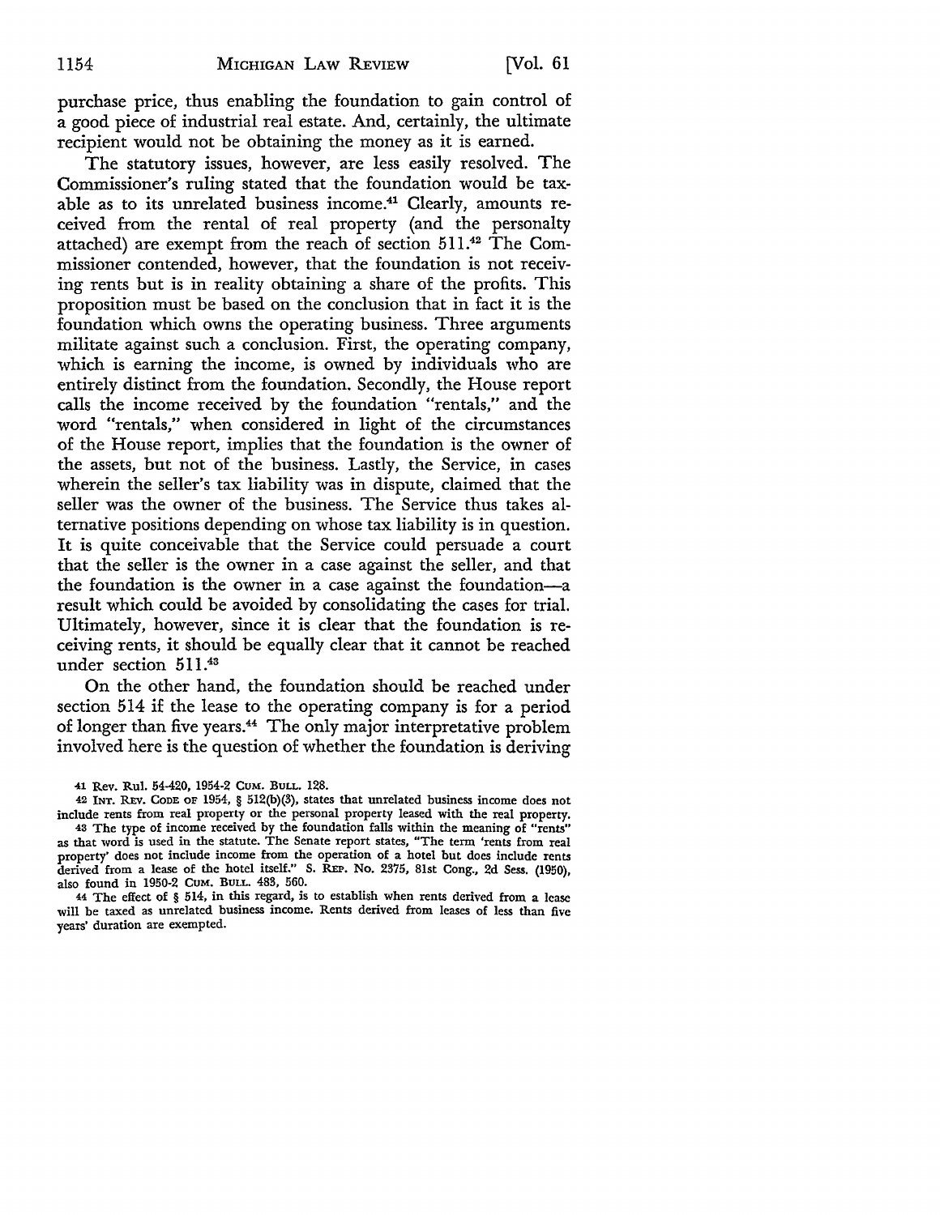purchase price, thus enabling the foundation to gain control of a good piece of industrial real estate. And, certainly, the ultimate recipient would not be obtaining the money as it is earned.

The statutory issues, however, are less easily resolved. The Commissioner's ruling stated that the foundation would be taxable as to its unrelated business income.[41] Clearly, amounts received from the rental of real property (and the personalty attached) are exempt from the reach of section 511.[42] The Commissioner contended, however, that the foundation is not receiving rents but is in reality obtaining a share of the profits. This proposition must be based on the conclusion that in fact it is the foundation which owns the operating business. Three arguments militate against such a conclusion. First, the operating company, which is earning the income, is owned by individuals who are entirely distinct from the foundation. Secondly, the House report calls the income received by the foundation "rentals," and the word "rentals," when considered in light of the circumstances of the House report, implies that the foundation is the owner of the assets, but not of the business. Lastly, the Service, in cases wherein the seller's tax liability was in dispute, claimed that the seller was the owner of the business. The Service thus takes alternative positions depending on whose tax liability is in question. It is quite conceivable that the Service could persuade a court that the seller is the owner in a case against the seller, and that the foundation is the owner in a case against the foundation—a result which could be avoided by consolidating the cases for trial. Ultimately, however, since it is clear that the foundation is receiving rents, it should be equally clear that it cannot be reached under section 511.[43]

On the other hand, the foundation should be reached under section 514 if the lease to the operating company is for a period of longer than five years.[44] The only major interpretative problem involved here is the question of whether the foundation is deriving

---

[41] Rev. Rul. 54-420, 1954-2 CUM. BULL. 128.

[42] INT. REV. CODE OF 1954, § 512(b)(3), states that unrelated business income does not include rents from real property or the personal property leased with the real property.

[43] The type of income received by the foundation falls within the meaning of "rents" as that word is used in the statute. The Senate report states, "The term 'rents from real property' does not include income from the operation of a hotel but does include rents derived from a lease of the hotel itself." S. REP. No. 2375, 81st Cong., 2d Sess. (1950), also found in 1950-2 CUM. BULL. 483, 560.

[44] The effect of § 514, in this regard, is to establish when rents derived from a lease will be taxed as unrelated business income. Rents derived from leases of less than five years' duration are exempted.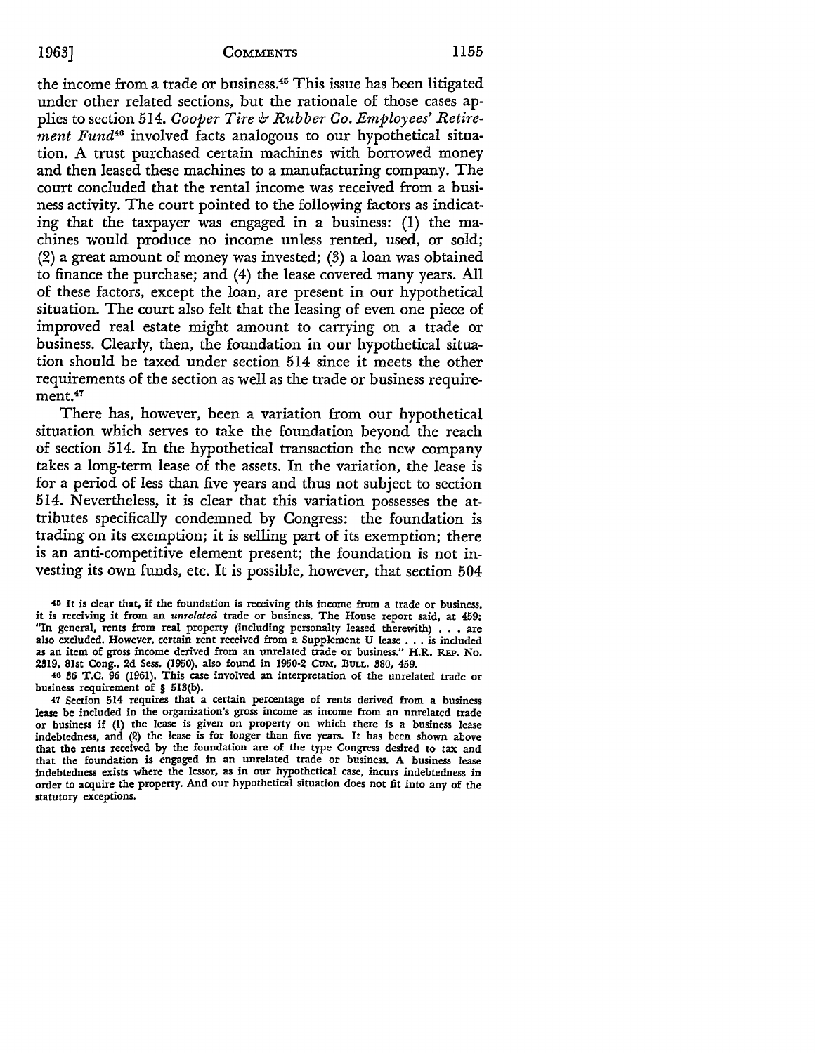the income from a trade or business.[45] This issue has been litigated under other related sections, but the rationale of those cases applies to section 514. *Cooper Tire & Rubber Co. Employees' Retirement Fund*[46] involved facts analogous to our hypothetical situation. A trust purchased certain machines with borrowed money and then leased these machines to a manufacturing company. The court concluded that the rental income was received from a business activity. The court pointed to the following factors as indicating that the taxpayer was engaged in a business: (1) the machines would produce no income unless rented, used, or sold; (2) a great amount of money was invested; (3) a loan was obtained to finance the purchase; and (4) the lease covered many years. All of these factors, except the loan, are present in our hypothetical situation. The court also felt that the leasing of even one piece of improved real estate might amount to carrying on a trade or business. Clearly, then, the foundation in our hypothetical situation should be taxed under section 514 since it meets the other requirements of the section as well as the trade or business requirement.[47]

There has, however, been a variation from our hypothetical situation which serves to take the foundation beyond the reach of section 514. In the hypothetical transaction the new company takes a long-term lease of the assets. In the variation, the lease is for a period of less than five years and thus not subject to section 514. Nevertheless, it is clear that this variation possesses the attributes specifically condemned by Congress: the foundation is trading on its exemption; it is selling part of its exemption; there is an anti-competitive element present; the foundation is not investing its own funds, etc. It is possible, however, that section 504

---

[45] It is clear that, if the foundation is receiving this income from a trade or business, it is receiving it from an *unrelated* trade or business. The House report said, at 459: "In general, rents from real property (including personalty leased therewith) . . . are also excluded. However, certain rent received from a Supplement U lease . . . is included as an item of gross income derived from an unrelated trade or business." H.R. REP. No. 2319, 81st Cong., 2d Sess. (1950), also found in 1950-2 CUM. BULL. 380, 459.

[46] 36 T.C. 96 (1961). This case involved an interpretation of the unrelated trade or business requirement of § 513(b).

[47] Section 514 requires that a certain percentage of rents derived from a business lease be included in the organization's gross income as income from an unrelated trade or business if (1) the lease is given on property on which there is a business lease indebtedness, and (2) the lease is for longer than five years. It has been shown above that the rents received by the foundation are of the type Congress desired to tax and that the foundation is engaged in an unrelated trade or business. A business lease indebtedness exists where the lessor, as in our hypothetical case, incurs indebtedness in order to acquire the property. And our hypothetical situation does not fit into any of the statutory exceptions.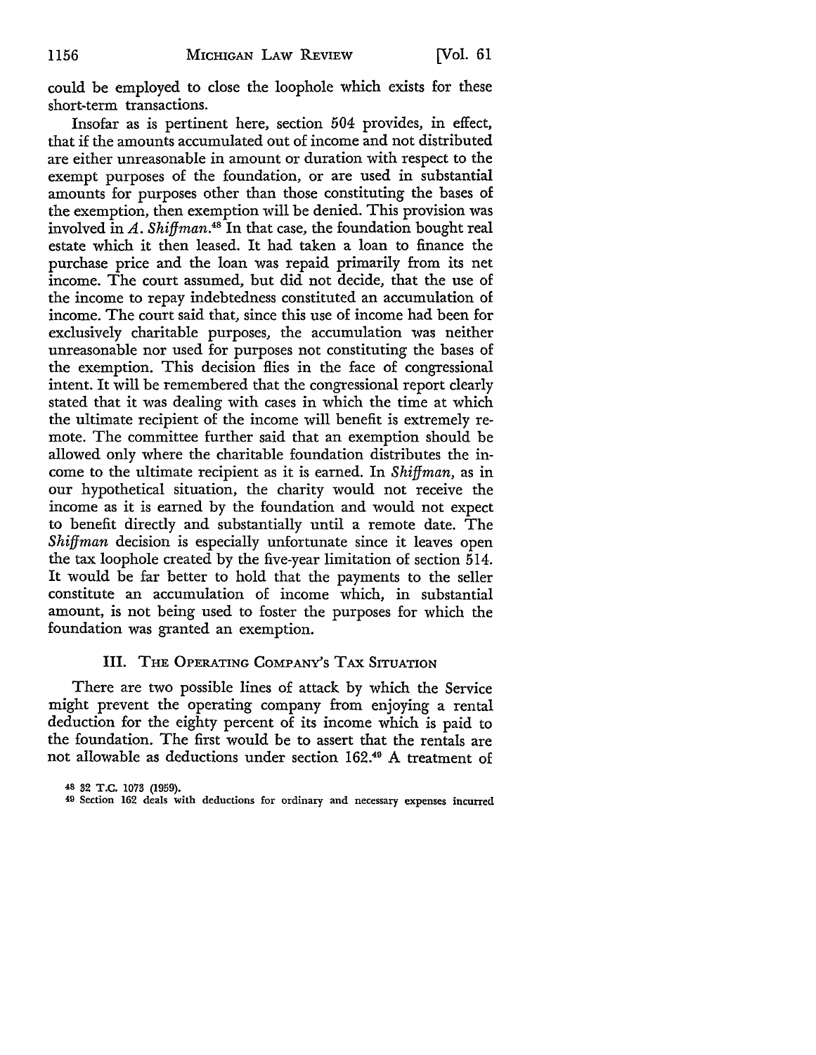could be employed to close the loophole which exists for these short-term transactions.

Insofar as is pertinent here, section 504 provides, in effect, that if the amounts accumulated out of income and not distributed are either unreasonable in amount or duration with respect to the exempt purposes of the foundation, or are used in substantial amounts for purposes other than those constituting the bases of the exemption, then exemption will be denied. This provision was involved in *A. Shiffman*.[48] In that case, the foundation bought real estate which it then leased. It had taken a loan to finance the purchase price and the loan was repaid primarily from its net income. The court assumed, but did not decide, that the use of the income to repay indebtedness constituted an accumulation of income. The court said that, since this use of income had been for exclusively charitable purposes, the accumulation was neither unreasonable nor used for purposes not constituting the bases of the exemption. This decision flies in the face of congressional intent. It will be remembered that the congressional report clearly stated that it was dealing with cases in which the time at which the ultimate recipient of the income will benefit is extremely remote. The committee further said that an exemption should be allowed only where the charitable foundation distributes the income to the ultimate recipient as it is earned. In *Shiffman*, as in our hypothetical situation, the charity would not receive the income as it is earned by the foundation and would not expect to benefit directly and substantially until a remote date. The *Shiffman* decision is especially unfortunate since it leaves open the tax loophole created by the five-year limitation of section 514. It would be far better to hold that the payments to the seller constitute an accumulation of income which, in substantial amount, is not being used to foster the purposes for which the foundation was granted an exemption.

## III. The Operating Company's Tax Situation

There are two possible lines of attack by which the Service might prevent the operating company from enjoying a rental deduction for the eighty percent of its income which is paid to the foundation. The first would be to assert that the rentals are not allowable as deductions under section 162.[49] A treatment of

[48] 32 T.C. 1073 (1959).

[49] Section 162 deals with deductions for ordinary and necessary expenses incurred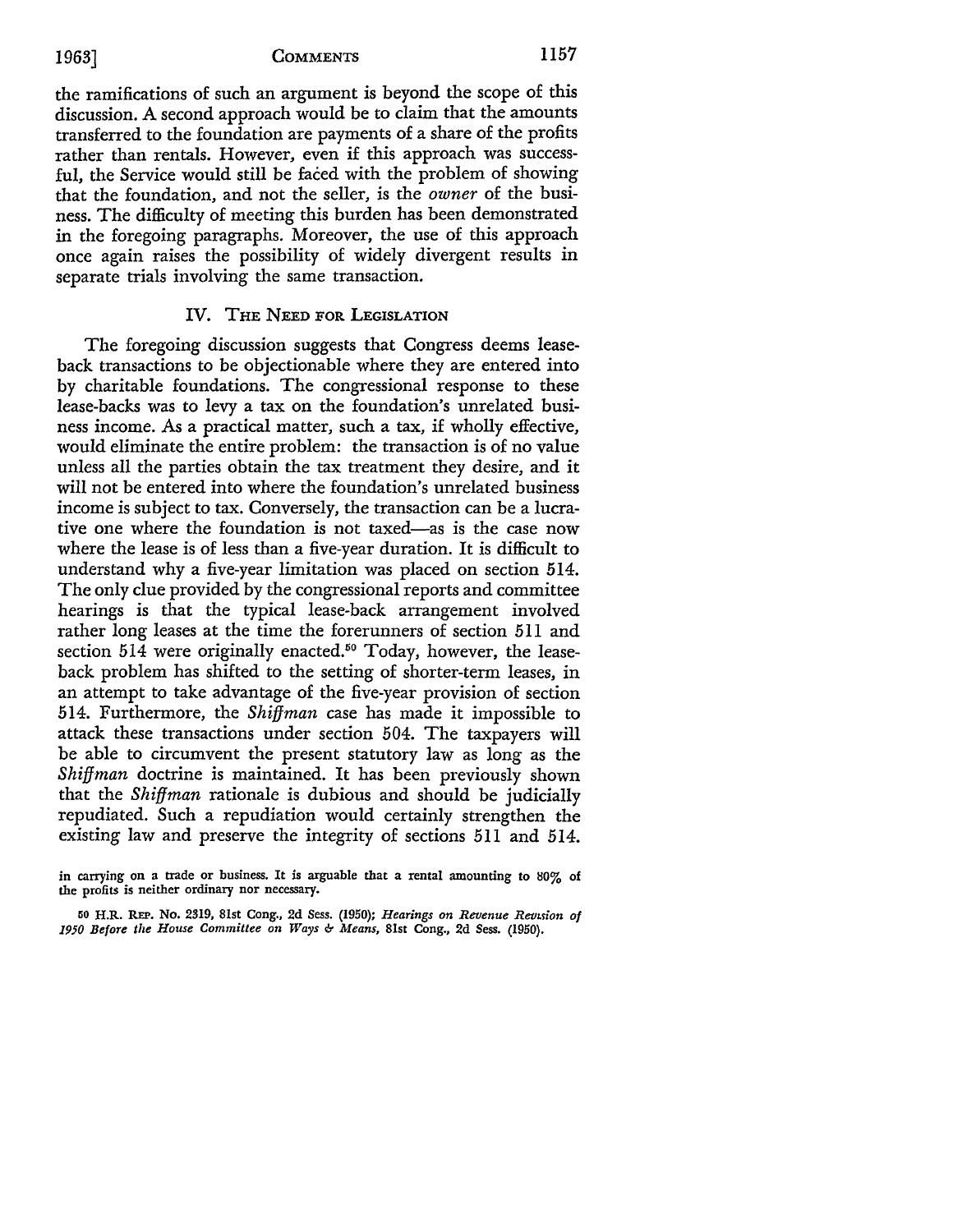the ramifications of such an argument is beyond the scope of this discussion. A second approach would be to claim that the amounts transferred to the foundation are payments of a share of the profits rather than rentals. However, even if this approach was successful, the Service would still be faced with the problem of showing that the foundation, and not the seller, is the *owner* of the business. The difficulty of meeting this burden has been demonstrated in the foregoing paragraphs. Moreover, the use of this approach once again raises the possibility of widely divergent results in separate trials involving the same transaction.

## IV. The Need for Legislation

The foregoing discussion suggests that Congress deems lease-back transactions to be objectionable where they are entered into by charitable foundations. The congressional response to these lease-backs was to levy a tax on the foundation's unrelated business income. As a practical matter, such a tax, if wholly effective, would eliminate the entire problem: the transaction is of no value unless all the parties obtain the tax treatment they desire, and it will not be entered into where the foundation's unrelated business income is subject to tax. Conversely, the transaction can be a lucrative one where the foundation is not taxed—as is the case now where the lease is of less than a five-year duration. It is difficult to understand why a five-year limitation was placed on section 514. The only clue provided by the congressional reports and committee hearings is that the typical lease-back arrangement involved rather long leases at the time the forerunners of section 511 and section 514 were originally enacted.[50] Today, however, the lease-back problem has shifted to the setting of shorter-term leases, in an attempt to take advantage of the five-year provision of section 514. Furthermore, the *Shiffman* case has made it impossible to attack these transactions under section 504. The taxpayers will be able to circumvent the present statutory law as long as the *Shiffman* doctrine is maintained. It has been previously shown that the *Shiffman* rationale is dubious and should be judicially repudiated. Such a repudiation would certainly strengthen the existing law and preserve the integrity of sections 511 and 514.

---

in carrying on a trade or business. It is arguable that a rental amounting to 80% of the profits is neither ordinary nor necessary.

[50] H.R. Rep. No. 2319, 81st Cong., 2d Sess. (1950); *Hearings on Revenue Revision of 1950 Before the House Committee on Ways & Means*, 81st Cong., 2d Sess. (1950).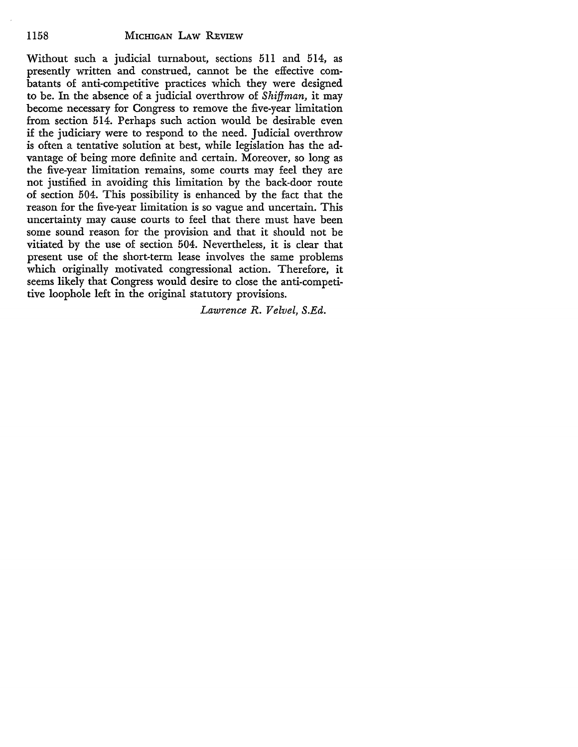Without such a judicial turnabout, sections 511 and 514, as presently written and construed, cannot be the effective combatants of anti-competitive practices which they were designed to be. In the absence of a judicial overthrow of *Shiffman*, it may become necessary for Congress to remove the five-year limitation from section 514. Perhaps such action would be desirable even if the judiciary were to respond to the need. Judicial overthrow is often a tentative solution at best, while legislation has the advantage of being more definite and certain. Moreover, so long as the five-year limitation remains, some courts may feel they are not justified in avoiding this limitation by the back-door route of section 504. This possibility is enhanced by the fact that the reason for the five-year limitation is so vague and uncertain. This uncertainty may cause courts to feel that there must have been some sound reason for the provision and that it should not be vitiated by the use of section 504. Nevertheless, it is clear that present use of the short-term lease involves the same problems which originally motivated congressional action. Therefore, it seems likely that Congress would desire to close the anti-competitive loophole left in the original statutory provisions.

*Lawrence R. Velvel, S.Ed.*